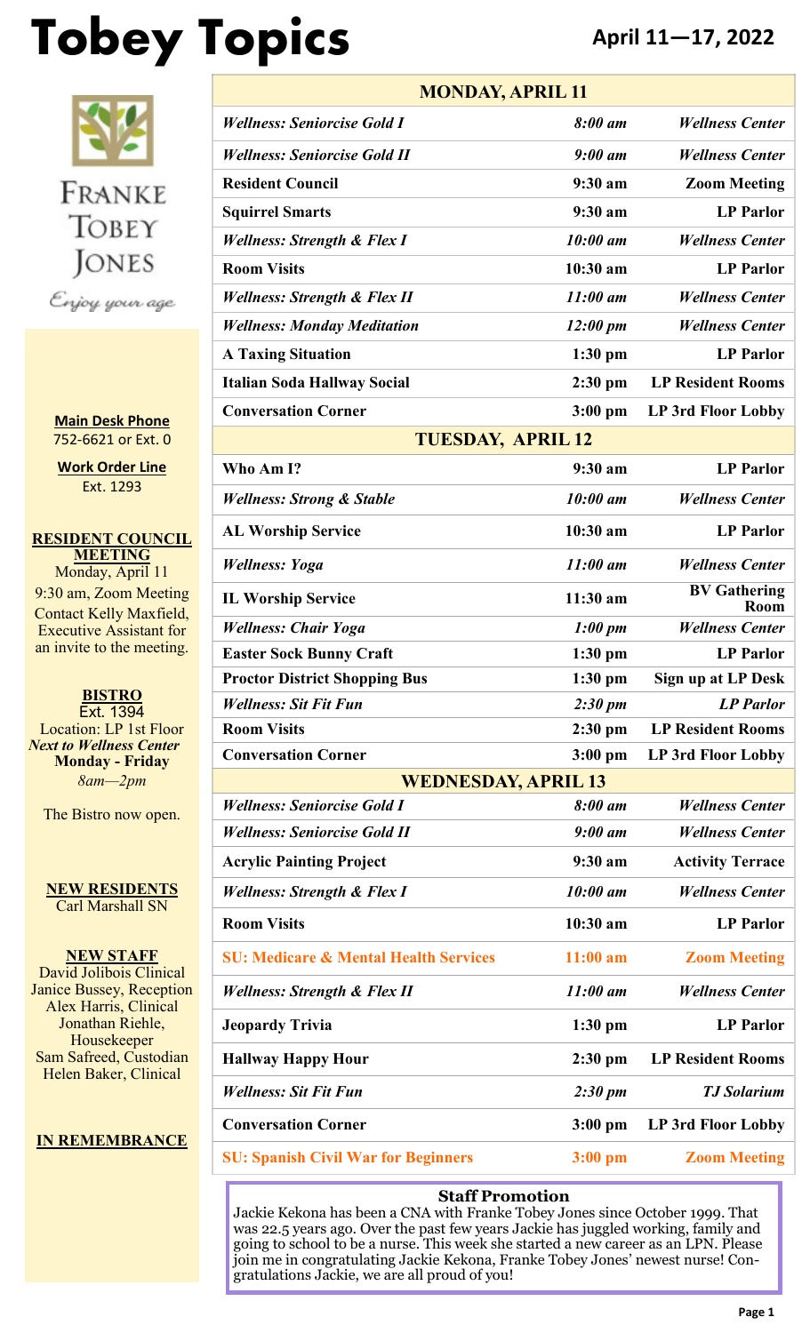# Tobey Topics

**April 11—17, 2022**

Franke Tobey Jones

*Enjoy your age*

**Main Desk Phone**
752-6621 or Ext. 0

**Work Order Line**
Ext. 1293

**RESIDENT COUNCIL MEETING**
Monday, April 11
9:30 am, Zoom Meeting
Contact Kelly Maxfield, Executive Assistant for an invite to the meeting.

**BISTRO**
Ext. 1394
Location: LP 1st Floor
***Next to Wellness Center***
**Monday - Friday**
*8am—2pm*

The Bistro now open.

**NEW RESIDENTS**
Carl Marshall SN

**NEW STAFF**
David Jolibois Clinical
Janice Bussey, Reception
Alex Harris, Clinical
Jonathan Riehle, Housekeeper
Sam Safreed, Custodian
Helen Baker, Clinical

**IN REMEMBRANCE**

| **MONDAY, APRIL 11** | | |
|---|---|---|
| ***Wellness: Seniorcise Gold I*** | ***8:00 am*** | ***Wellness Center*** |
| ***Wellness: Seniorcise Gold II*** | ***9:00 am*** | ***Wellness Center*** |
| **Resident Council** | **9:30 am** | **Zoom Meeting** |
| **Squirrel Smarts** | **9:30 am** | **LP Parlor** |
| ***Wellness: Strength & Flex I*** | ***10:00 am*** | ***Wellness Center*** |
| **Room Visits** | **10:30 am** | **LP Parlor** |
| ***Wellness: Strength & Flex II*** | ***11:00 am*** | ***Wellness Center*** |
| ***Wellness: Monday Meditation*** | ***12:00 pm*** | ***Wellness Center*** |
| **A Taxing Situation** | **1:30 pm** | **LP Parlor** |
| **Italian Soda Hallway Social** | **2:30 pm** | **LP Resident Rooms** |
| **Conversation Corner** | **3:00 pm** | **LP 3rd Floor Lobby** |
| **TUESDAY, APRIL 12** | | |
| **Who Am I?** | **9:30 am** | **LP Parlor** |
| ***Wellness: Strong & Stable*** | ***10:00 am*** | ***Wellness Center*** |
| **AL Worship Service** | **10:30 am** | **LP Parlor** |
| ***Wellness: Yoga*** | ***11:00 am*** | ***Wellness Center*** |
| **IL Worship Service** | **11:30 am** | **BV Gathering Room** |
| ***Wellness: Chair Yoga*** | ***1:00 pm*** | ***Wellness Center*** |
| **Easter Sock Bunny Craft** | **1:30 pm** | **LP Parlor** |
| **Proctor District Shopping Bus** | **1:30 pm** | **Sign up at LP Desk** |
| ***Wellness: Sit Fit Fun*** | ***2:30 pm*** | ***LP Parlor*** |
| **Room Visits** | **2:30 pm** | **LP Resident Rooms** |
| **Conversation Corner** | **3:00 pm** | **LP 3rd Floor Lobby** |
| **WEDNESDAY, APRIL 13** | | |
| ***Wellness: Seniorcise Gold I*** | ***8:00 am*** | ***Wellness Center*** |
| ***Wellness: Seniorcise Gold II*** | ***9:00 am*** | ***Wellness Center*** |
| **Acrylic Painting Project** | **9:30 am** | **Activity Terrace** |
| ***Wellness: Strength & Flex I*** | ***10:00 am*** | ***Wellness Center*** |
| **Room Visits** | **10:30 am** | **LP Parlor** |
| **SU: Medicare & Mental Health Services** | **11:00 am** | **Zoom Meeting** |
| ***Wellness: Strength & Flex II*** | ***11:00 am*** | ***Wellness Center*** |
| **Jeopardy Trivia** | **1:30 pm** | **LP Parlor** |
| **Hallway Happy Hour** | **2:30 pm** | **LP Resident Rooms** |
| ***Wellness: Sit Fit Fun*** | ***2:30 pm*** | ***TJ Solarium*** |
| **Conversation Corner** | **3:00 pm** | **LP 3rd Floor Lobby** |
| **SU: Spanish Civil War for Beginners** | **3:00 pm** | **Zoom Meeting** |

**Staff Promotion**

Jackie Kekona has been a CNA with Franke Tobey Jones since October 1999. That was 22.5 years ago. Over the past few years Jackie has juggled working, family and going to school to be a nurse. This week she started a new career as an LPN. Please join me in congratulating Jackie Kekona, Franke Tobey Jones' newest nurse! Congratulations Jackie, we are all proud of you!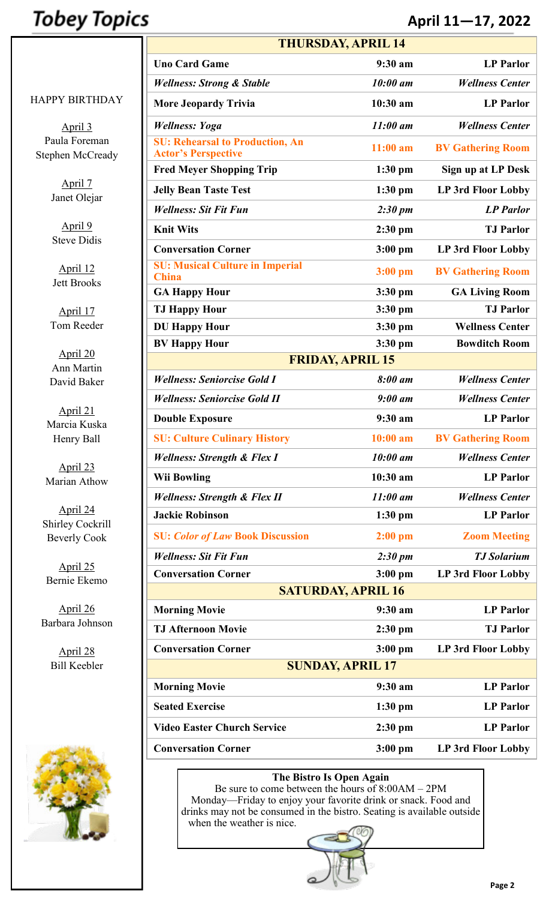# Tobey Topics

## April 11—17, 2022

HAPPY BIRTHDAY

April 3
Paula Foreman
Stephen McCready

April 7
Janet Olejar

April 9
Steve Didis

April 12
Jett Brooks

April 17
Tom Reeder

April 20
Ann Martin
David Baker

April 21
Marcia Kuska
Henry Ball

April 23
Marian Athow

April 24
Shirley Cockrill
Beverly Cook

April 25
Bernie Ekemo

April 26
Barbara Johnson

April 28
Bill Keebler

| **THURSDAY, APRIL 14** | | |
|---|---|---|
| **Uno Card Game** | **9:30 am** | **LP Parlor** |
| ***Wellness: Strong & Stable*** | ***10:00 am*** | ***Wellness Center*** |
| **More Jeopardy Trivia** | **10:30 am** | **LP Parlor** |
| ***Wellness: Yoga*** | ***11:00 am*** | ***Wellness Center*** |
| **SU: Rehearsal to Production, An Actor's Perspective** | **11:00 am** | **BV Gathering Room** |
| **Fred Meyer Shopping Trip** | **1:30 pm** | **Sign up at LP Desk** |
| **Jelly Bean Taste Test** | **1:30 pm** | **LP 3rd Floor Lobby** |
| ***Wellness: Sit Fit Fun*** | ***2:30 pm*** | ***LP Parlor*** |
| **Knit Wits** | **2:30 pm** | **TJ Parlor** |
| **Conversation Corner** | **3:00 pm** | **LP 3rd Floor Lobby** |
| **SU: Musical Culture in Imperial China** | **3:00 pm** | **BV Gathering Room** |
| **GA Happy Hour** | **3:30 pm** | **GA Living Room** |
| **TJ Happy Hour** | **3:30 pm** | **TJ Parlor** |
| **DU Happy Hour** | **3:30 pm** | **Wellness Center** |
| **BV Happy Hour** | **3:30 pm** | **Bowditch Room** |
| **FRIDAY, APRIL 15** | | |
| ***Wellness: Seniorcise Gold I*** | ***8:00 am*** | ***Wellness Center*** |
| ***Wellness: Seniorcise Gold II*** | ***9:00 am*** | ***Wellness Center*** |
| **Double Exposure** | **9:30 am** | **LP Parlor** |
| **SU: Culture Culinary History** | **10:00 am** | **BV Gathering Room** |
| ***Wellness: Strength & Flex I*** | ***10:00 am*** | ***Wellness Center*** |
| **Wii Bowling** | **10:30 am** | **LP Parlor** |
| ***Wellness: Strength & Flex II*** | ***11:00 am*** | ***Wellness Center*** |
| **Jackie Robinson** | **1:30 pm** | **LP Parlor** |
| **SU: *Color of Law* Book Discussion** | **2:00 pm** | **Zoom Meeting** |
| ***Wellness: Sit Fit Fun*** | ***2:30 pm*** | ***TJ Solarium*** |
| **Conversation Corner** | **3:00 pm** | **LP 3rd Floor Lobby** |
| **SATURDAY, APRIL 16** | | |
| **Morning Movie** | **9:30 am** | **LP Parlor** |
| **TJ Afternoon Movie** | **2:30 pm** | **TJ Parlor** |
| **Conversation Corner** | **3:00 pm** | **LP 3rd Floor Lobby** |
| **SUNDAY, APRIL 17** | | |
| **Morning Movie** | **9:30 am** | **LP Parlor** |
| **Seated Exercise** | **1:30 pm** | **LP Parlor** |
| **Video Easter Church Service** | **2:30 pm** | **LP Parlor** |
| **Conversation Corner** | **3:00 pm** | **LP 3rd Floor Lobby** |

**The Bistro Is Open Again**

Be sure to come between the hours of 8:00AM – 2PM Monday—Friday to enjoy your favorite drink or snack. Food and drinks may not be consumed in the bistro. Seating is available outside when the weather is nice.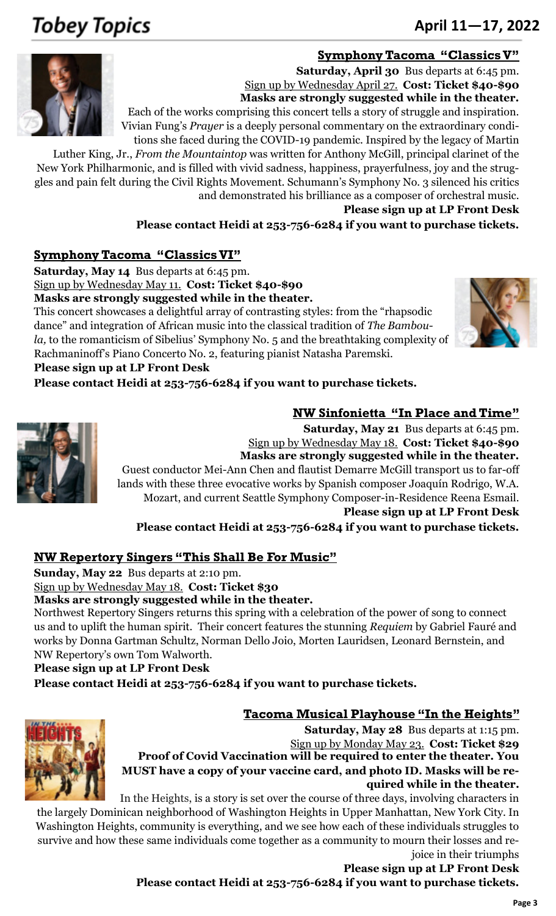## Symphony Tacoma "Classics V"

**Saturday, April 30** Bus departs at 6:45 pm.
Sign up by Wednesday April 27. **Cost: Ticket $40-$90**
**Masks are strongly suggested while in the theater.**

Each of the works comprising this concert tells a story of struggle and inspiration. Vivian Fung's *Prayer* is a deeply personal commentary on the extraordinary conditions she faced during the COVID-19 pandemic. Inspired by the legacy of Martin Luther King, Jr., *From the Mountaintop* was written for Anthony McGill, principal clarinet of the New York Philharmonic, and is filled with vivid sadness, happiness, prayerfulness, joy and the struggles and pain felt during the Civil Rights Movement. Schumann's Symphony No. 3 silenced his critics and demonstrated his brilliance as a composer of orchestral music.

**Please sign up at LP Front Desk**

**Please contact Heidi at 253-756-6284 if you want to purchase tickets.**

## Symphony Tacoma "Classics VI"

**Saturday, May 14** Bus departs at 6:45 pm.
Sign up by Wednesday May 11. **Cost: Ticket $40-$90**
**Masks are strongly suggested while in the theater.**

This concert showcases a delightful array of contrasting styles: from the "rhapsodic dance" and integration of African music into the classical tradition of *The Bamboula,* to the romanticism of Sibelius' Symphony No. 5 and the breathtaking complexity of Rachmaninoff's Piano Concerto No. 2, featuring pianist Natasha Paremski.

**Please sign up at LP Front Desk**

**Please contact Heidi at 253-756-6284 if you want to purchase tickets.**

## NW Sinfonietta "In Place and Time"

**Saturday, May 21** Bus departs at 6:45 pm.
Sign up by Wednesday May 18. **Cost: Ticket $40-$90**
**Masks are strongly suggested while in the theater.**

Guest conductor Mei-Ann Chen and flautist Demarre McGill transport us to far-off lands with these three evocative works by Spanish composer Joaquín Rodrigo, W.A. Mozart, and current Seattle Symphony Composer-in-Residence Reena Esmail.

**Please sign up at LP Front Desk**

**Please contact Heidi at 253-756-6284 if you want to purchase tickets.**

## NW Repertory Singers "This Shall Be For Music"

**Sunday, May 22** Bus departs at 2:10 pm.
Sign up by Wednesday May 18. **Cost: Ticket $30**
**Masks are strongly suggested while in the theater.**

Northwest Repertory Singers returns this spring with a celebration of the power of song to connect us and to uplift the human spirit. Their concert features the stunning *Requiem* by Gabriel Fauré and works by Donna Gartman Schultz, Norman Dello Joio, Morten Lauridsen, Leonard Bernstein, and NW Repertory's own Tom Walworth.

**Please sign up at LP Front Desk**

**Please contact Heidi at 253-756-6284 if you want to purchase tickets.**

## Tacoma Musical Playhouse "In the Heights"

**Saturday, May 28** Bus departs at 1:15 pm.
Sign up by Monday May 23. **Cost: Ticket $29**
**Proof of Covid Vaccination will be required to enter the theater. You MUST have a copy of your vaccine card, and photo ID. Masks will be required while in the theater.**

In the Heights, is a story is set over the course of three days, involving characters in the largely Dominican neighborhood of Washington Heights in Upper Manhattan, New York City. In Washington Heights, community is everything, and we see how each of these individuals struggles to survive and how these same individuals come together as a community to mourn their losses and rejoice in their triumphs

**Please sign up at LP Front Desk**

**Please contact Heidi at 253-756-6284 if you want to purchase tickets.**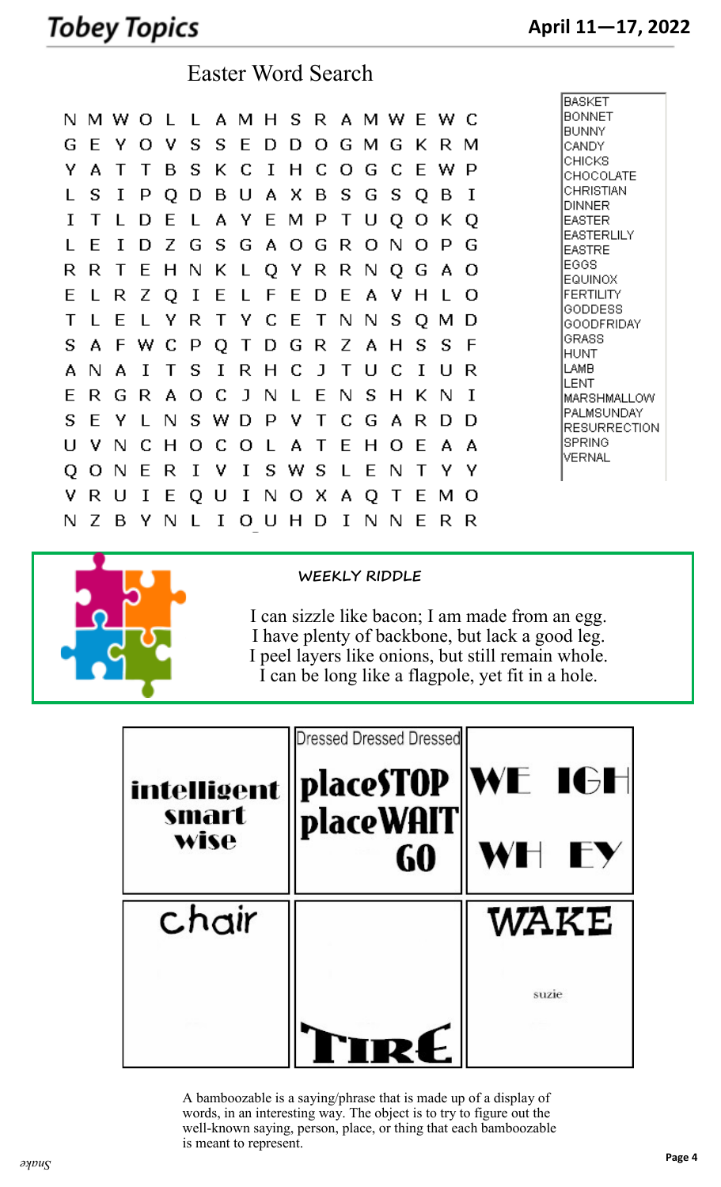# Easter Word Search

```
N M W O L L A M H S R A M W E W C
G E Y O V S S E D D O G M G K R M
Y A T T B S K C I H C O G C E W P
L S I P Q D B U A X B S G S Q B I
I T L D E L A Y E M P T U Q O K Q
L E I D Z G S G A O G R O N O P G
R R T E H N K L Q Y R R N Q G A O
E L R Z Q I E L F E D E A V H L O
T L E L Y R T Y C E T N N S Q M D
S A F W C P Q T D G R Z A H S S F
A N A I T S I R H C J T U C I U R
E R G R A O C J N L E N S H K N I
S E Y L N S W D P V T C G A R D D
U V N C H O C O L A T E H O E A A
Q O N E R I V I S W S L E N T Y Y
V R U I E Q U I N O X A Q T E M O
N Z B Y N L I O U H D I N N E R R
```

- BASKET
- BONNET
- BUNNY
- CANDY
- CHICKS
- CHOCOLATE
- CHRISTIAN
- DINNER
- EASTER
- EASTERLILY
- EASTRE
- EGGS
- EQUINOX
- FERTILITY
- GODDESS
- GOODFRIDAY
- GRASS
- HUNT
- LAMB
- LENT
- MARSHMALLOW
- PALMSUNDAY
- RESURRECTION
- SPRING
- VERNAL

## WEEKLY RIDDLE

I can sizzle like bacon; I am made from an egg.
I have plenty of backbone, but lack a good leg.
I peel layers like onions, but still remain whole.
I can be long like a flagpole, yet fit in a hole.

| | | |
|---|---|---|
| intelligent smart wise | Dressed Dressed Dressed placeSTOP placeWAIT GO | WE IGH WH EY |
| chair | TIRE | WAKE suzie |

A bamboozable is a saying/phrase that is made up of a display of words, in an interesting way. The object is to try to figure out the well-known saying, person, place, or thing that each bamboozable is meant to represent.

Snake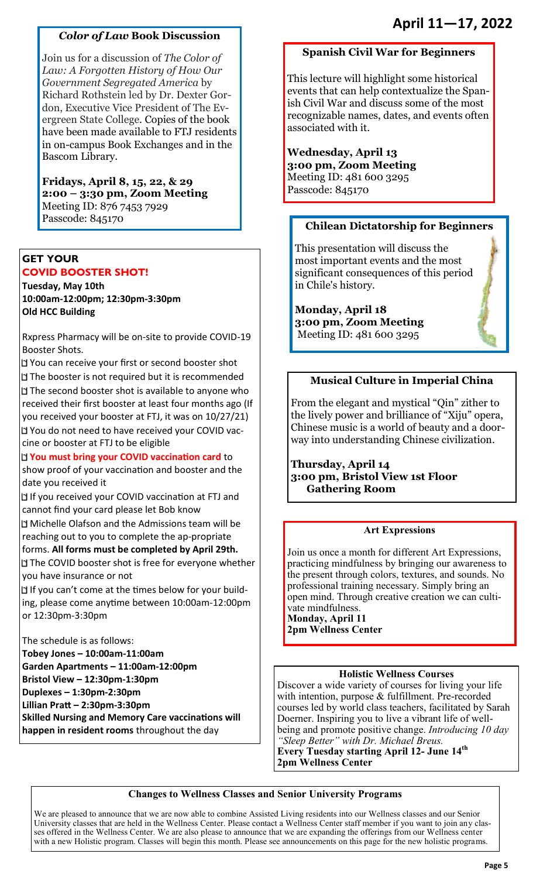# April 11—17, 2022

### *Color of Law* Book Discussion

Join us for a discussion of *The Color of Law: A Forgotten History of How Our Government Segregated America* by Richard Rothstein led by Dr. Dexter Gordon, Executive Vice President of The Evergreen State College. Copies of the book have been made available to FTJ residents in on-campus Book Exchanges and in the Bascom Library.

**Fridays, April 8, 15, 22, & 29**
**2:00 – 3:30 pm, Zoom Meeting**
Meeting ID: 876 7453 7929
Passcode: 845170

### GET YOUR COVID BOOSTER SHOT!

**Tuesday, May 10th**
**10:00am-12:00pm; 12:30pm-3:30pm**
**Old HCC Building**

Rxpress Pharmacy will be on-site to provide COVID-19 Booster Shots.

- You can receive your first or second booster shot
- The booster is not required but it is recommended
- The second booster shot is available to anyone who received their first booster at least four months ago (If you received your booster at FTJ, it was on 10/27/21)
- You do not need to have received your COVID vaccine or booster at FTJ to be eligible
- **You must bring your COVID vaccination card** to show proof of your vaccination and booster and the date you received it
- If you received your COVID vaccination at FTJ and cannot find your card please let Bob know
- Michelle Olafson and the Admissions team will be reaching out to you to complete the ap-propriate forms. **All forms must be completed by April 29th.**
- The COVID booster shot is free for everyone whether you have insurance or not
- If you can't come at the times below for your building, please come anytime between 10:00am-12:00pm or 12:30pm-3:30pm

The schedule is as follows:

**Tobey Jones – 10:00am-11:00am**
**Garden Apartments – 11:00am-12:00pm**
**Bristol View – 12:30pm-1:30pm**
**Duplexes – 1:30pm-2:30pm**
**Lillian Pratt – 2:30pm-3:30pm**
**Skilled Nursing and Memory Care vaccinations will happen in resident rooms** throughout the day

### Spanish Civil War for Beginners

This lecture will highlight some historical events that can help contextualize the Spanish Civil War and discuss some of the most recognizable names, dates, and events often associated with it.

**Wednesday, April 13**
**3:00 pm, Zoom Meeting**
Meeting ID: 481 600 3295
Passcode: 845170

### Chilean Dictatorship for Beginners

This presentation will discuss the most important events and the most significant consequences of this period in Chile's history.

**Monday, April 18**
**3:00 pm, Zoom Meeting**
Meeting ID: 481 600 3295

### Musical Culture in Imperial China

From the elegant and mystical "Qin" zither to the lively power and brilliance of "Xiju" opera, Chinese music is a world of beauty and a doorway into understanding Chinese civilization.

**Thursday, April 14**
**3:00 pm, Bristol View 1st Floor Gathering Room**

### Art Expressions

Join us once a month for different Art Expressions, practicing mindfulness by bringing our awareness to the present through colors, textures, and sounds. No professional training necessary. Simply bring an open mind. Through creative creation we can cultivate mindfulness.

**Monday, April 11**
**2pm Wellness Center**

### Holistic Wellness Courses

Discover a wide variety of courses for living your life with intention, purpose & fulfillment. Pre-recorded courses led by world class teachers, facilitated by Sarah Doerner. Inspiring you to live a vibrant life of well-being and promote positive change. *Introducing 10 day "Sleep Better" with Dr. Michael Breus.*

**Every Tuesday starting April 12- June 14th**
**2pm Wellness Center**

### Changes to Wellness Classes and Senior University Programs

We are pleased to announce that we are now able to combine Assisted Living residents into our Wellness classes and our Senior University classes that are held in the Wellness Center. Please contact a Wellness Center staff member if you want to join any classes offered in the Wellness Center. We are also please to announce that we are expanding the offerings from our Wellness center with a new Holistic program. Classes will begin this month. Please see announcements on this page for the new holistic programs.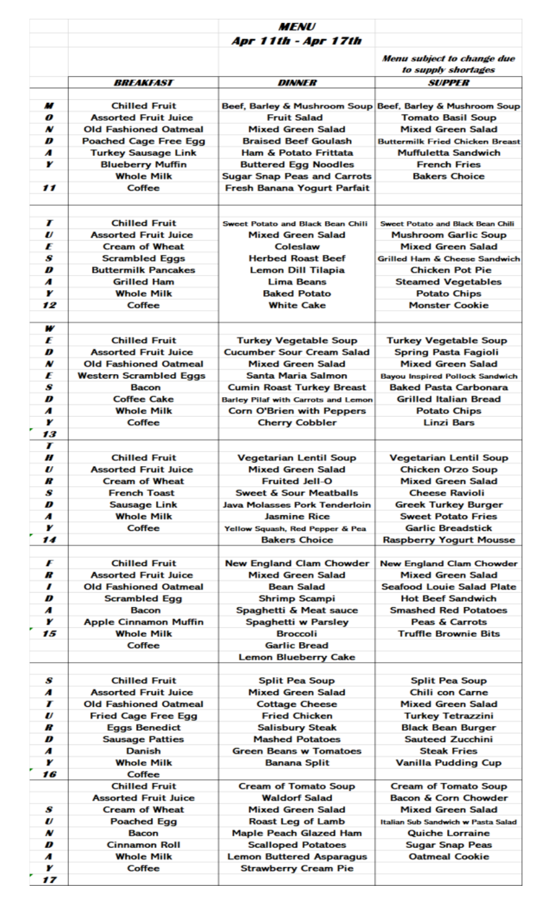| | **MENU** | |
|---|---|---|
| | **Apr 11th - Apr 17th** | |
| | | *Menu subject to change due to supply shortages* |

| | BREAKFAST | DINNER | SUPPER |
|---|---|---|---|
| MONDAY 11 | Chilled Fruit | Beef, Barley & Mushroom Soup | Beef, Barley & Mushroom Soup |
| | Assorted Fruit Juice | Fruit Salad | Tomato Basil Soup |
| | Old Fashioned Oatmeal | Mixed Green Salad | Mixed Green Salad |
| | Poached Cage Free Egg | Braised Beef Goulash | Buttermilk Fried Chicken Breast |
| | Turkey Sausage Link | Ham & Potato Frittata | Muffuletta Sandwich |
| | Blueberry Muffin | Buttered Egg Noodles | French Fries |
| | Whole Milk | Sugar Snap Peas and Carrots | Bakers Choice |
| | Coffee | Fresh Banana Yogurt Parfait | |
| TUESDAY 12 | Chilled Fruit | Sweet Potato and Black Bean Chili | Sweet Potato and Black Bean Chili |
| | Assorted Fruit Juice | Mixed Green Salad | Mushroom Garlic Soup |
| | Cream of Wheat | Coleslaw | Mixed Green Salad |
| | Scrambled Eggs | Herbed Roast Beef | Grilled Ham & Cheese Sandwich |
| | Buttermilk Pancakes | Lemon Dill Tilapia | Chicken Pot Pie |
| | Grilled Ham | Lima Beans | Steamed Vegetables |
| | Whole Milk | Baked Potato | Potato Chips |
| | Coffee | White Cake | Monster Cookie |
| WEDNESDAY 13 | Chilled Fruit | Turkey Vegetable Soup | Turkey Vegetable Soup |
| | Assorted Fruit Juice | Cucumber Sour Cream Salad | Spring Pasta Fagioli |
| | Old Fashioned Oatmeal | Mixed Green Salad | Mixed Green Salad |
| | Western Scrambled Eggs | Santa Maria Salmon | Bayou Inspired Pollock Sandwich |
| | Bacon | Cumin Roast Turkey Breast | Baked Pasta Carbonara |
| | Coffee Cake | Barley Pilaf with Carrots and Lemon | Grilled Italian Bread |
| | Whole Milk | Corn O'Brien with Peppers | Potato Chips |
| | Coffee | Cherry Cobbler | Linzi Bars |
| THURSDAY 14 | Chilled Fruit | Vegetarian Lentil Soup | Vegetarian Lentil Soup |
| | Assorted Fruit Juice | Mixed Green Salad | Chicken Orzo Soup |
| | Cream of Wheat | Fruited Jell-O | Mixed Green Salad |
| | French Toast | Sweet & Sour Meatballs | Cheese Ravioli |
| | Sausage Link | Java Molasses Pork Tenderloin | Greek Turkey Burger |
| | Whole Milk | Jasmine Rice | Sweet Potato Fries |
| | Coffee | Yellow Squash, Red Pepper & Pea | Garlic Breadstick |
| | | Bakers Choice | Raspberry Yogurt Mousse |
| FRIDAY 15 | Chilled Fruit | New England Clam Chowder | New England Clam Chowder |
| | Assorted Fruit Juice | Mixed Green Salad | Mixed Green Salad |
| | Old Fashioned Oatmeal | Bean Salad | Seafood Louie Salad Plate |
| | Scrambled Egg | Shrimp Scampi | Hot Beef Sandwich |
| | Bacon | Spaghetti & Meat sauce | Smashed Red Potatoes |
| | Apple Cinnamon Muffin | Spaghetti w Parsley | Peas & Carrots |
| | Whole Milk | Broccoli | Truffle Brownie Bits |
| | Coffee | Garlic Bread | |
| | | Lemon Blueberry Cake | |
| SATURDAY 16 | Chilled Fruit | Split Pea Soup | Split Pea Soup |
| | Assorted Fruit Juice | Mixed Green Salad | Chili con Carne |
| | Old Fashioned Oatmeal | Cottage Cheese | Mixed Green Salad |
| | Fried Cage Free Egg | Fried Chicken | Turkey Tetrazzini |
| | Eggs Benedict | Salisbury Steak | Black Bean Burger |
| | Sausage Patties | Mashed Potatoes | Sauteed Zucchini |
| | Danish | Green Beans w Tomatoes | Steak Fries |
| | Whole Milk | Banana Split | Vanilla Pudding Cup |
| | Coffee | | |
| SUNDAY 17 | Chilled Fruit | Cream of Tomato Soup | Cream of Tomato Soup |
| | Assorted Fruit Juice | Waldorf Salad | Bacon & Corn Chowder |
| | Cream of Wheat | Mixed Green Salad | Mixed Green Salad |
| | Poached Egg | Roast Leg of Lamb | Italian Sub Sandwich w Pasta Salad |
| | Bacon | Maple Peach Glazed Ham | Quiche Lorraine |
| | Cinnamon Roll | Scalloped Potatoes | Sugar Snap Peas |
| | Whole Milk | Lemon Buttered Asparagus | Oatmeal Cookie |
| | Coffee | Strawberry Cream Pie | |